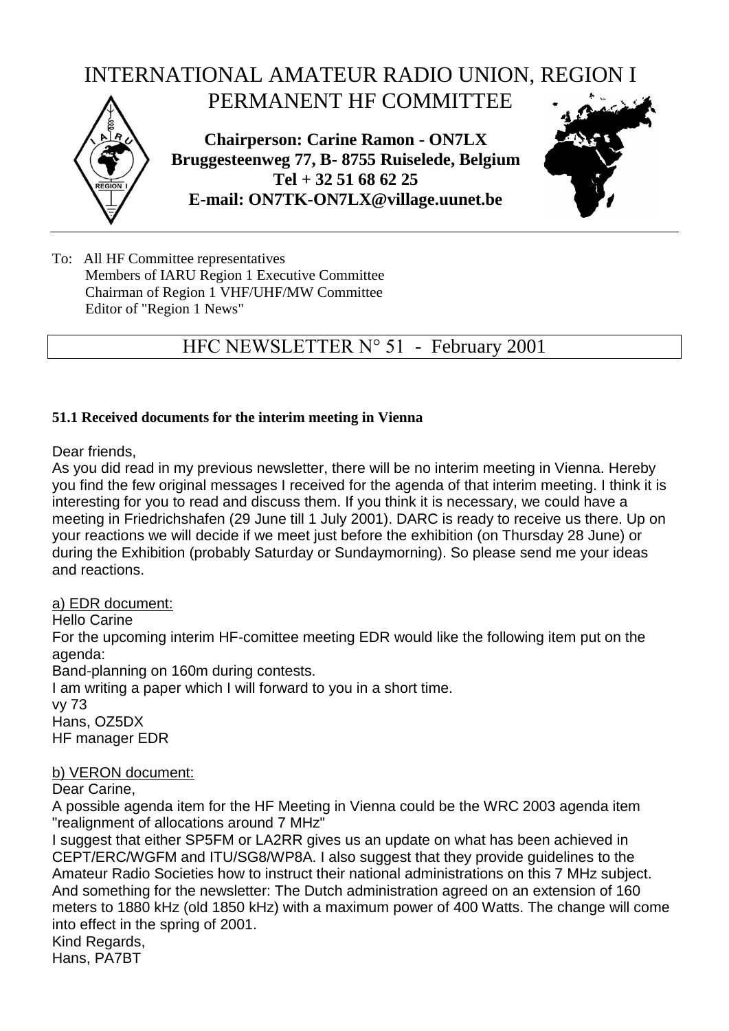# INTERNATIONAL AMATEUR RADIO UNION, REGION I
## PERMANENT HF COMMITTEE

**Chairperson: Carine Ramon - ON7LX**
**Bruggesteenweg 77, B- 8755 Ruiselede, Belgium**
**Tel + 32 51 68 62 25**
**E-mail: ON7TK-ON7LX@village.uunet.be**

To: All HF Committee representatives
Members of IARU Region 1 Executive Committee
Chairman of Region 1 VHF/UHF/MW Committee
Editor of "Region 1 News"

## HFC NEWSLETTER N° 51 - February 2001

### 51.1 Received documents for the interim meeting in Vienna

Dear friends,

As you did read in my previous newsletter, there will be no interim meeting in Vienna. Hereby you find the few original messages I received for the agenda of that interim meeting. I think it is interesting for you to read and discuss them. If you think it is necessary, we could have a meeting in Friedrichshafen (29 June till 1 July 2001). DARC is ready to receive us there. Up on your reactions we will decide if we meet just before the exhibition (on Thursday 28 June) or during the Exhibition (probably Saturday or Sundaymorning). So please send me your ideas and reactions.

a) EDR document:

Hello Carine

For the upcoming interim HF-comittee meeting EDR would like the following item put on the agenda:

Band-planning on 160m during contests.

I am writing a paper which I will forward to you in a short time.

vy 73

Hans, OZ5DX

HF manager EDR

b) VERON document:

Dear Carine,

A possible agenda item for the HF Meeting in Vienna could be the WRC 2003 agenda item "realignment of allocations around 7 MHz"

I suggest that either SP5FM or LA2RR gives us an update on what has been achieved in CEPT/ERC/WGFM and ITU/SG8/WP8A. I also suggest that they provide guidelines to the Amateur Radio Societies how to instruct their national administrations on this 7 MHz subject.

And something for the newsletter: The Dutch administration agreed on an extension of 160 meters to 1880 kHz (old 1850 kHz) with a maximum power of 400 Watts. The change will come into effect in the spring of 2001.

Kind Regards,

Hans, PA7BT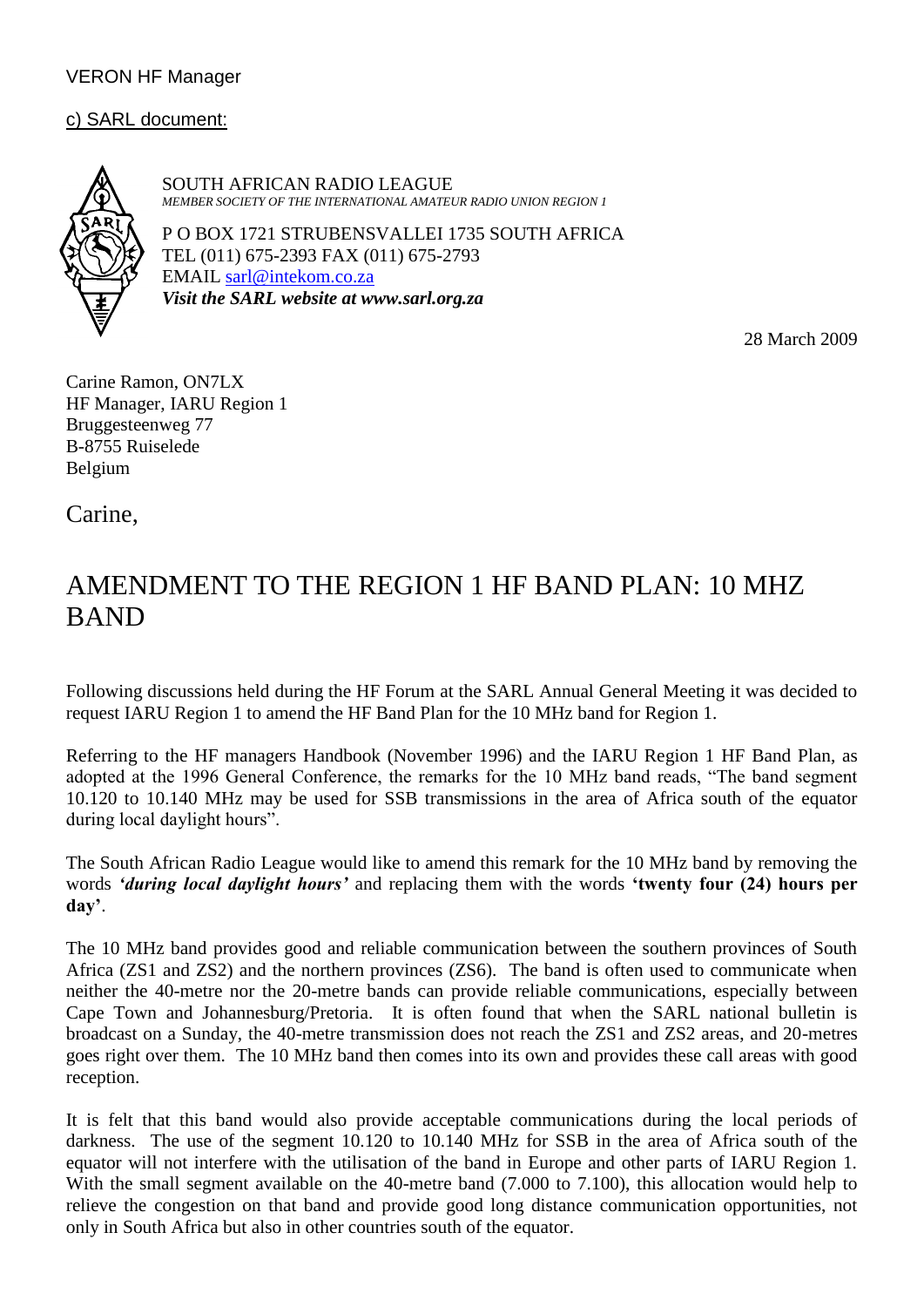VERON HF Manager

c) SARL document:

SOUTH AFRICAN RADIO LEAGUE
*MEMBER SOCIETY OF THE INTERNATIONAL AMATEUR RADIO UNION REGION 1*

P O BOX 1721 STRUBENSVALLEI 1735 SOUTH AFRICA
TEL (011) 675-2393 FAX (011) 675-2793
EMAIL sarl@intekom.co.za
***Visit the SARL website at www.sarl.org.za***

28 March 2009

Carine Ramon, ON7LX
HF Manager, IARU Region 1
Bruggesteenweg 77
B-8755 Ruiselede
Belgium

Carine,

# AMENDMENT TO THE REGION 1 HF BAND PLAN: 10 MHZ BAND

Following discussions held during the HF Forum at the SARL Annual General Meeting it was decided to request IARU Region 1 to amend the HF Band Plan for the 10 MHz band for Region 1.

Referring to the HF managers Handbook (November 1996) and the IARU Region 1 HF Band Plan, as adopted at the 1996 General Conference, the remarks for the 10 MHz band reads, "The band segment 10.120 to 10.140 MHz may be used for SSB transmissions in the area of Africa south of the equator during local daylight hours".

The South African Radio League would like to amend this remark for the 10 MHz band by removing the words ***'during local daylight hours'*** and replacing them with the words **'twenty four (24) hours per day'**.

The 10 MHz band provides good and reliable communication between the southern provinces of South Africa (ZS1 and ZS2) and the northern provinces (ZS6). The band is often used to communicate when neither the 40-metre nor the 20-metre bands can provide reliable communications, especially between Cape Town and Johannesburg/Pretoria. It is often found that when the SARL national bulletin is broadcast on a Sunday, the 40-metre transmission does not reach the ZS1 and ZS2 areas, and 20-metres goes right over them. The 10 MHz band then comes into its own and provides these call areas with good reception.

It is felt that this band would also provide acceptable communications during the local periods of darkness. The use of the segment 10.120 to 10.140 MHz for SSB in the area of Africa south of the equator will not interfere with the utilisation of the band in Europe and other parts of IARU Region 1. With the small segment available on the 40-metre band (7.000 to 7.100), this allocation would help to relieve the congestion on that band and provide good long distance communication opportunities, not only in South Africa but also in other countries south of the equator.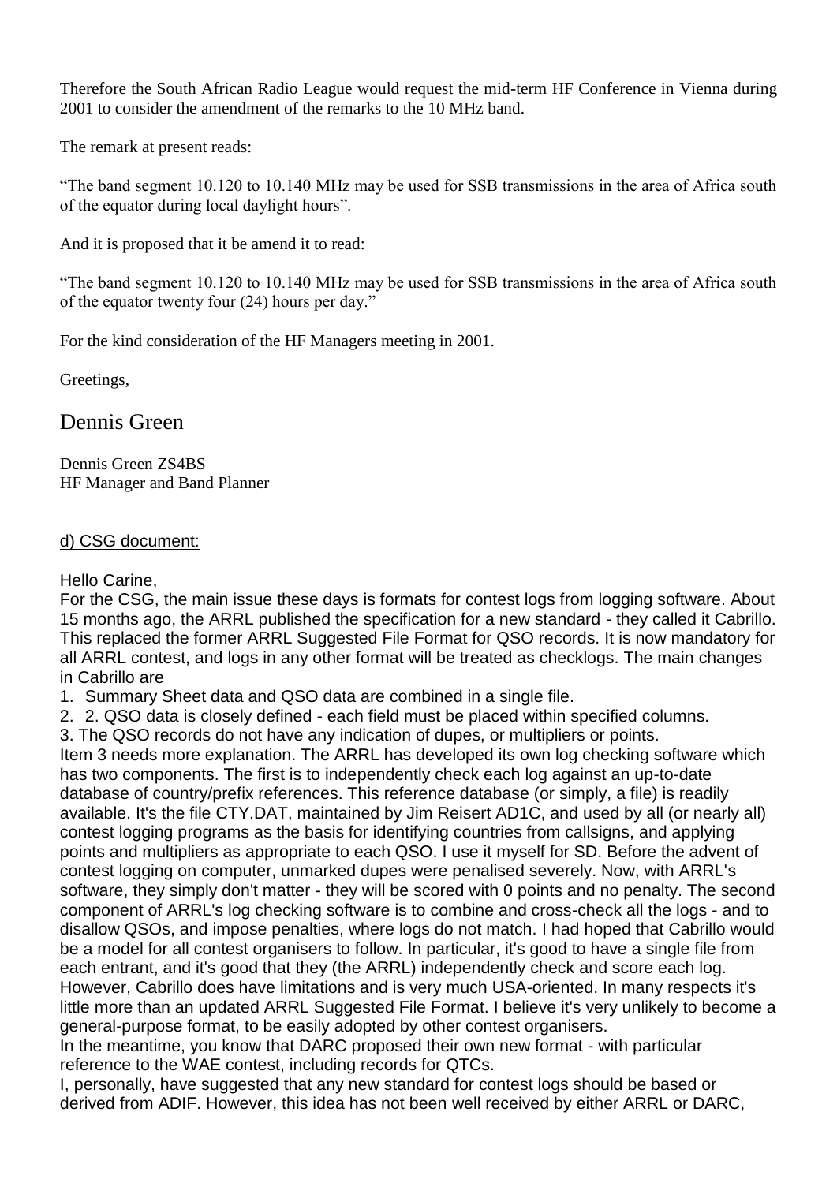Therefore the South African Radio League would request the mid-term HF Conference in Vienna during 2001 to consider the amendment of the remarks to the 10 MHz band.

The remark at present reads:

“The band segment 10.120 to 10.140 MHz may be used for SSB transmissions in the area of Africa south of the equator during local daylight hours”.

And it is proposed that it be amend it to read:

“The band segment 10.120 to 10.140 MHz may be used for SSB transmissions in the area of Africa south of the equator twenty four (24) hours per day.”

For the kind consideration of the HF Managers meeting in 2001.

Greetings,

Dennis Green

Dennis Green ZS4BS
HF Manager and Band Planner

d) CSG document:

Hello Carine,
For the CSG, the main issue these days is formats for contest logs from logging software. About 15 months ago, the ARRL published the specification for a new standard - they called it Cabrillo. This replaced the former ARRL Suggested File Format for QSO records. It is now mandatory for all ARRL contest, and logs in any other format will be treated as checklogs. The main changes in Cabrillo are

1. Summary Sheet data and QSO data are combined in a single file.
2. 2. QSO data is closely defined - each field must be placed within specified columns.
3. The QSO records do not have any indication of dupes, or multipliers or points.

Item 3 needs more explanation. The ARRL has developed its own log checking software which has two components. The first is to independently check each log against an up-to-date database of country/prefix references. This reference database (or simply, a file) is readily available. It's the file CTY.DAT, maintained by Jim Reisert AD1C, and used by all (or nearly all) contest logging programs as the basis for identifying countries from callsigns, and applying points and multipliers as appropriate to each QSO. I use it myself for SD. Before the advent of contest logging on computer, unmarked dupes were penalised severely. Now, with ARRL's software, they simply don't matter - they will be scored with 0 points and no penalty. The second component of ARRL's log checking software is to combine and cross-check all the logs - and to disallow QSOs, and impose penalties, where logs do not match. I had hoped that Cabrillo would be a model for all contest organisers to follow. In particular, it's good to have a single file from each entrant, and it's good that they (the ARRL) independently check and score each log. However, Cabrillo does have limitations and is very much USA-oriented. In many respects it's little more than an updated ARRL Suggested File Format. I believe it's very unlikely to become a general-purpose format, to be easily adopted by other contest organisers.
In the meantime, you know that DARC proposed their own new format - with particular reference to the WAE contest, including records for QTCs.
I, personally, have suggested that any new standard for contest logs should be based or derived from ADIF. However, this idea has not been well received by either ARRL or DARC,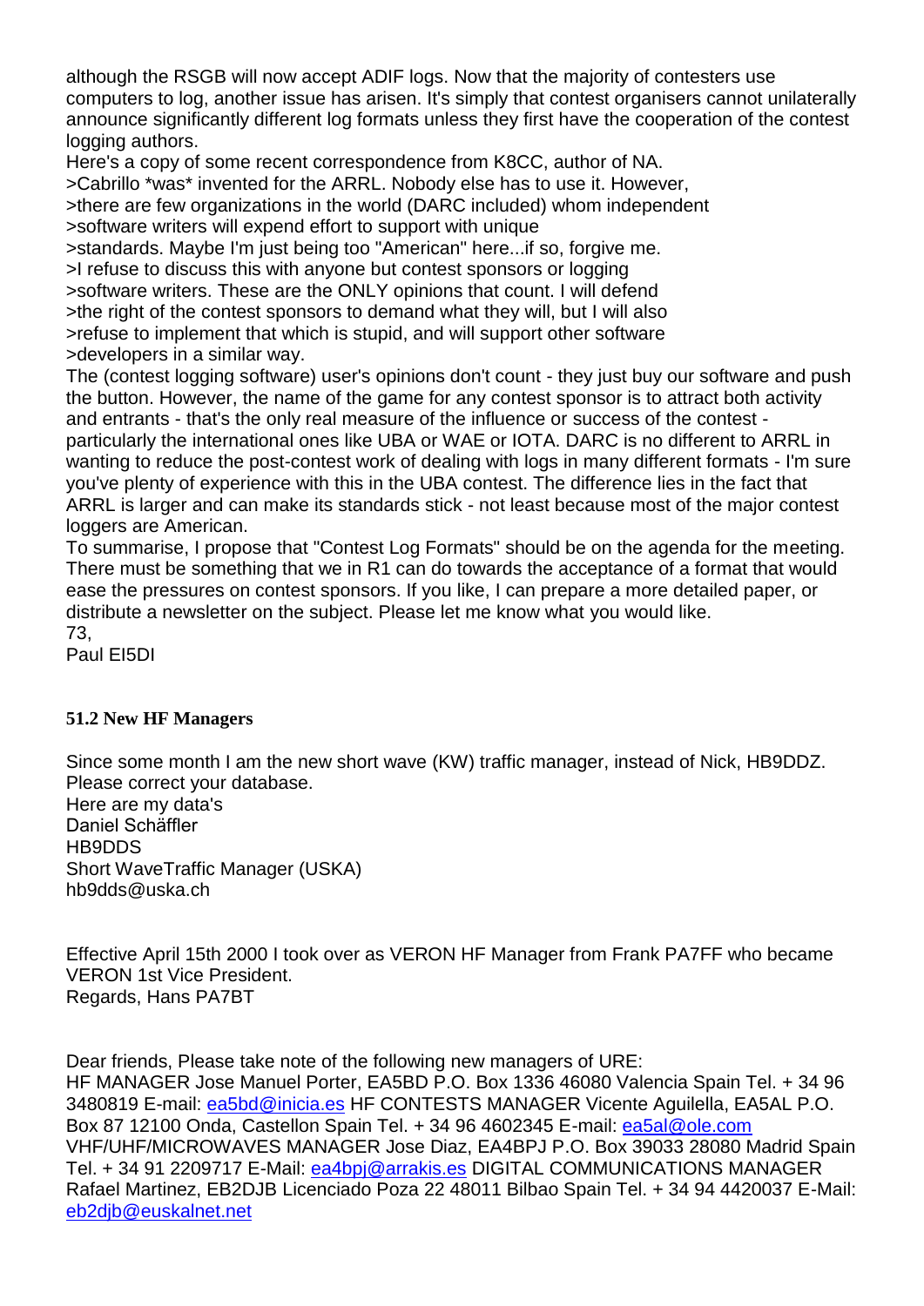although the RSGB will now accept ADIF logs. Now that the majority of contesters use computers to log, another issue has arisen. It's simply that contest organisers cannot unilaterally announce significantly different log formats unless they first have the cooperation of the contest logging authors.

Here's a copy of some recent correspondence from K8CC, author of NA.

>Cabrillo *was* invented for the ARRL. Nobody else has to use it. However,
>there are few organizations in the world (DARC included) whom independent
>software writers will expend effort to support with unique
>standards. Maybe I'm just being too "American" here...if so, forgive me.
>I refuse to discuss this with anyone but contest sponsors or logging
>software writers. These are the ONLY opinions that count. I will defend
>the right of the contest sponsors to demand what they will, but I will also
>refuse to implement that which is stupid, and will support other software
>developers in a similar way.

The (contest logging software) user's opinions don't count - they just buy our software and push the button. However, the name of the game for any contest sponsor is to attract both activity and entrants - that's the only real measure of the influence or success of the contest - particularly the international ones like UBA or WAE or IOTA. DARC is no different to ARRL in wanting to reduce the post-contest work of dealing with logs in many different formats - I'm sure you've plenty of experience with this in the UBA contest. The difference lies in the fact that ARRL is larger and can make its standards stick - not least because most of the major contest loggers are American.

To summarise, I propose that "Contest Log Formats" should be on the agenda for the meeting. There must be something that we in R1 can do towards the acceptance of a format that would ease the pressures on contest sponsors. If you like, I can prepare a more detailed paper, or distribute a newsletter on the subject. Please let me know what you would like.

73,
Paul EI5DI

### 51.2 New HF Managers

Since some month I am the new short wave (KW) traffic manager, instead of Nick, HB9DDZ. Please correct your database.
Here are my data's
Daniel Schäffler
HB9DDS
Short WaveTraffic Manager (USKA)
hb9dds@uska.ch

Effective April 15th 2000 I took over as VERON HF Manager from Frank PA7FF who became VERON 1st Vice President.
Regards, Hans PA7BT

Dear friends, Please take note of the following new managers of URE:
HF MANAGER Jose Manuel Porter, EA5BD P.O. Box 1336 46080 Valencia Spain Tel. + 34 96 3480819 E-mail: ea5bd@inicia.es HF CONTESTS MANAGER Vicente Aguilella, EA5AL P.O. Box 87 12100 Onda, Castellon Spain Tel. + 34 96 4602345 E-mail: ea5al@ole.com VHF/UHF/MICROWAVES MANAGER Jose Diaz, EA4BPJ P.O. Box 39033 28080 Madrid Spain Tel. + 34 91 2209717 E-Mail: ea4bpj@arrakis.es DIGITAL COMMUNICATIONS MANAGER Rafael Martinez, EB2DJB Licenciado Poza 22 48011 Bilbao Spain Tel. + 34 94 4420037 E-Mail: eb2djb@euskalnet.net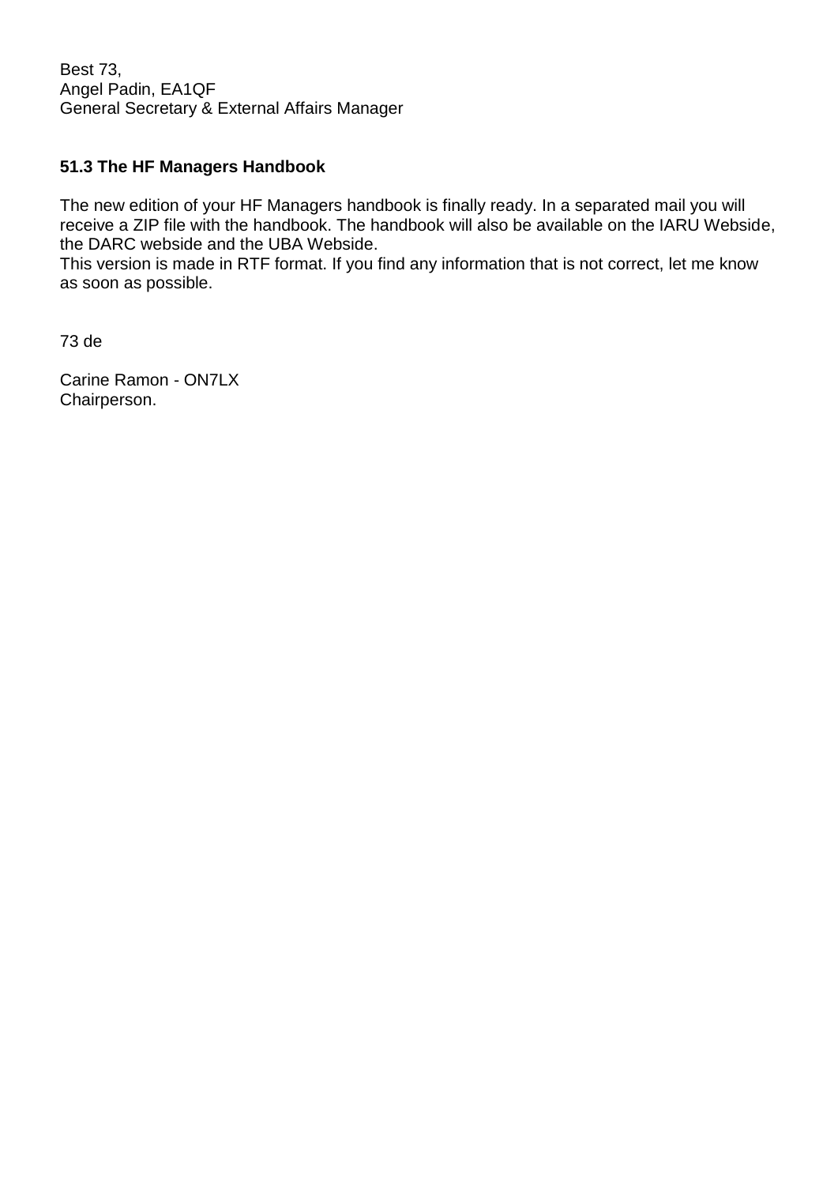Best 73,
Angel Padin, EA1QF
General Secretary & External Affairs Manager

**51.3 The HF Managers Handbook**

The new edition of your HF Managers handbook is finally ready. In a separated mail you will receive a ZIP file with the handbook. The handbook will also be available on the IARU Webside, the DARC webside and the UBA Webside.
This version is made in RTF format. If you find any information that is not correct, let me know as soon as possible.

73 de

Carine Ramon - ON7LX
Chairperson.